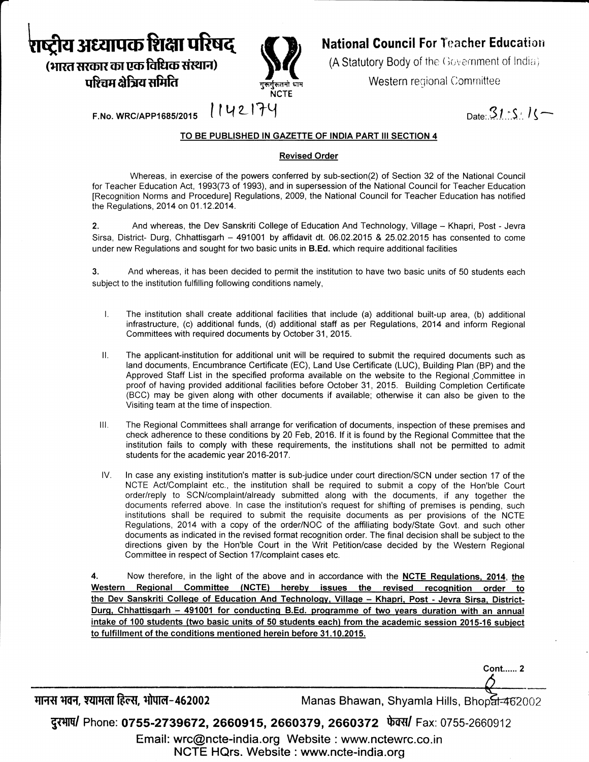# राष्ट्रीय अध्यापक शिक्षा परिषद्

**(भारत सरकार का एक विधिक संस्थान)**

**पश्चिम क्षेत्रिय समिति**

गुरूर्गुरूतमो धाम
NCTE

# National Council For Teacher Education

(A Statutory Body of the Government of India)

Western regional Committee

F.No. WRC/APP1685/2015 1142174

Date: 31.5.15

**TO BE PUBLISHED IN GAZETTE OF INDIA PART III SECTION 4**

**Revised Order**

Whereas, in exercise of the powers conferred by sub-section(2) of Section 32 of the National Council for Teacher Education Act, 1993(73 of 1993), and in supersession of the National Council for Teacher Education [Recognition Norms and Procedure] Regulations, 2009, the National Council for Teacher Education has notified the Regulations, 2014 on 01.12.2014.

**2.** And whereas, the Dev Sanskriti College of Education And Technology, Village – Khapri, Post - Jevra Sirsa, District- Durg, Chhattisgarh – 491001 by affidavit dt. 06.02.2015 & 25.02.2015 has consented to come under new Regulations and sought for two basic units in **B.Ed.** which require additional facilities

**3.** And whereas, it has been decided to permit the institution to have two basic units of 50 students each subject to the institution fulfilling following conditions namely,

I. The institution shall create additional facilities that include (a) additional built-up area, (b) additional infrastructure, (c) additional funds, (d) additional staff as per Regulations, 2014 and inform Regional Committees with required documents by October 31, 2015.

II. The applicant-institution for additional unit will be required to submit the required documents such as land documents, Encumbrance Certificate (EC), Land Use Certificate (LUC), Building Plan (BP) and the Approved Staff List in the specified proforma available on the website to the Regional Committee in proof of having provided additional facilities before October 31, 2015. Building Completion Certificate (BCC) may be given along with other documents if available; otherwise it can also be given to the Visiting team at the time of inspection.

III. The Regional Committees shall arrange for verification of documents, inspection of these premises and check adherence to these conditions by 20 Feb, 2016. If it is found by the Regional Committee that the institution fails to comply with these requirements, the institutions shall not be permitted to admit students for the academic year 2016-2017.

IV. In case any existing institution's matter is sub-judice under court direction/SCN under section 17 of the NCTE Act/Complaint etc., the institution shall be required to submit a copy of the Hon'ble Court order/reply to SCN/complaint/already submitted along with the documents, if any together the documents referred above. In case the institution's request for shifting of premises is pending, such institutions shall be required to submit the requisite documents as per provisions of the NCTE Regulations, 2014 with a copy of the order/NOC of the affiliating body/State Govt. and such other documents as indicated in the revised format recognition order. The final decision shall be subject to the directions given by the Hon'ble Court in the Writ Petition/case decided by the Western Regional Committee in respect of Section 17/complaint cases etc.

**4.** Now therefore, in the light of the above and in accordance with the **NCTE Regulations, 2014**, **the Western Regional Committee (NCTE) hereby issues the revised recognition order to the Dev Sanskriti College of Education And Technology, Village – Khapri, Post - Jevra Sirsa, District-Durg, Chhattisgarh – 491001 for conducting B.Ed. programme of two years duration with an annual intake of 100 students (two basic units of 50 students each) from the academic session 2015-16 subject to fulfillment of the conditions mentioned herein before 31.10.2015.**

Cont...... 2

मानस भवन, श्यामला हिल्स, भोपाल-462002 Manas Bhawan, Shyamla Hills, Bhopal-462002

दूरभाष/ Phone: **0755-2739672, 2660915, 2660379, 2660372** फेक्स/ Fax: 0755-2660912

Email: wrc@ncte-india.org Website : www.nctewrc.co.in

NCTE HQrs. Website : www.ncte-india.org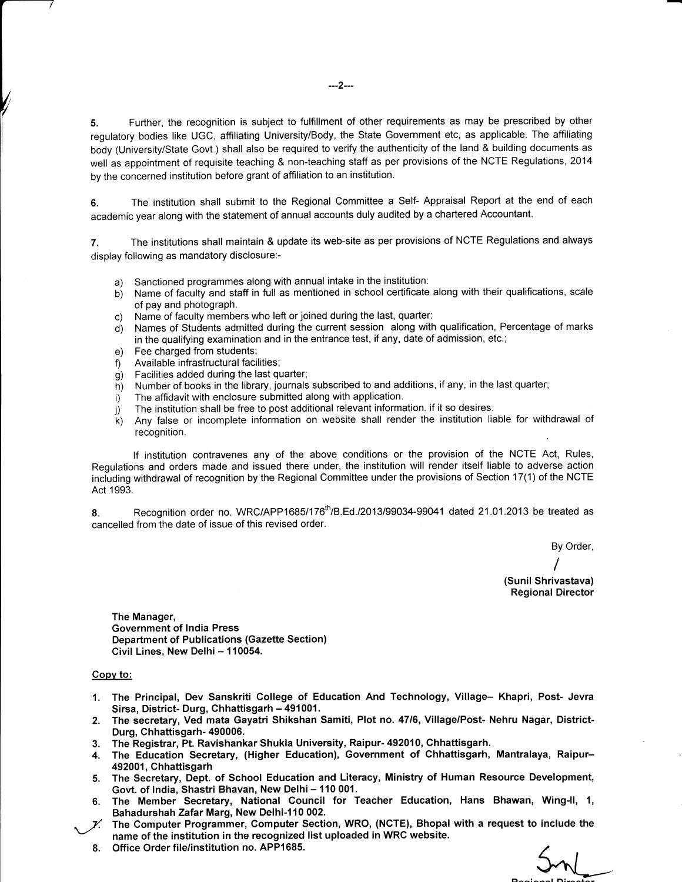5. Further, the recognition is subject to fulfillment of other requirements as may be prescribed by other regulatory bodies like UGC, affiliating University/Body, the State Government etc, as applicable. The affiliating body (University/State Govt.) shall also be required to verify the authenticity of the land & building documents as well as appointment of requisite teaching & non-teaching staff as per provisions of the NCTE Regulations, 2014 by the concerned institution before grant of affiliation to an institution.

6. The institution shall submit to the Regional Committee a Self- Appraisal Report at the end of each academic year along with the statement of annual accounts duly audited by a chartered Accountant.

7. The institutions shall maintain & update its web-site as per provisions of NCTE Regulations and always display following as mandatory disclosure:-

a) Sanctioned programmes along with annual intake in the institution:
b) Name of faculty and staff in full as mentioned in school certificate along with their qualifications, scale of pay and photograph.
c) Name of faculty members who left or joined during the last, quarter:
d) Names of Students admitted during the current session along with qualification, Percentage of marks in the qualifying examination and in the entrance test, if any, date of admission, etc.;
e) Fee charged from students;
f) Available infrastructural facilities;
g) Facilities added during the last quarter;
h) Number of books in the library, journals subscribed to and additions, if any, in the last quarter;
i) The affidavit with enclosure submitted along with application.
j) The institution shall be free to post additional relevant information. if it so desires.
k) Any false or incomplete information on website shall render the institution liable for withdrawal of recognition.

If institution contravenes any of the above conditions or the provision of the NCTE Act, Rules, Regulations and orders made and issued there under, the institution will render itself liable to adverse action including withdrawal of recognition by the Regional Committee under the provisions of Section 17(1) of the NCTE Act 1993.

8. Recognition order no. WRC/APP1685/176th/B.Ed./2013/99034-99041 dated 21.01.2013 be treated as cancelled from the date of issue of this revised order.

By Order,

/

**(Sunil Shrivastava)**
**Regional Director**

**The Manager,**
**Government of India Press**
**Department of Publications (Gazette Section)**
**Civil Lines, New Delhi – 110054.**

Copy to:

1. **The Principal, Dev Sanskriti College of Education And Technology, Village– Khapri, Post- Jevra Sirsa, District- Durg, Chhattisgarh – 491001.**
2. **The secretary, Ved mata Gayatri Shikshan Samiti, Plot no. 47/6, Village/Post- Nehru Nagar, District- Durg, Chhattisgarh- 490006.**
3. **The Registrar, Pt. Ravishankar Shukla University, Raipur- 492010, Chhattisgarh.**
4. **The Education Secretary, (Higher Education), Government of Chhattisgarh, Mantralaya, Raipur– 492001, Chhattisgarh**
5. **The Secretary, Dept. of School Education and Literacy, Ministry of Human Resource Development, Govt. of India, Shastri Bhavan, New Delhi – 110 001.**
6. **The Member Secretary, National Council for Teacher Education, Hans Bhawan, Wing-II, 1, Bahadurshah Zafar Marg, New Delhi-110 002.**
7. **The Computer Programmer, Computer Section, WRO, (NCTE), Bhopal with a request to include the name of the institution in the recognized list uploaded in WRC website.**
8. **Office Order file/institution no. APP1685.**

Regional Director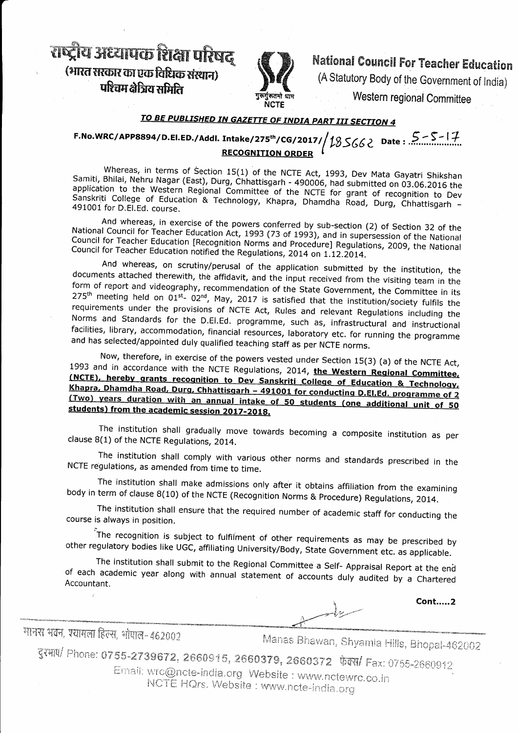राष्ट्रीय अध्यापक शिक्षा परिषद्
(भारत सरकार का एक विधिक संस्थान)
पश्चिम क्षेत्रिय समिति

**National Council For Teacher Education**
(A Statutory Body of the Government of India)
Western regional Committee

**TO BE PUBLISHED IN GAZETTE OF INDIA PART III SECTION 4**

**F.No.WRC/APP8894/D.El.ED./Addl. Intake/275th/CG/2017/ / 185662 Date : 5-5-17**

**RECOGNITION ORDER**

Whereas, in terms of Section 15(1) of the NCTE Act, 1993, Dev Mata Gayatri Shikshan Samiti, Bhilai, Nehru Nagar (East), Durg, Chhattisgarh - 490006, had submitted on 03.06.2016 the application to the Western Regional Committee of the NCTE for grant of recognition to Dev Sanskriti College of Education & Technology, Khapra, Dhamdha Road, Durg, Chhattisgarh – 491001 for D.El.Ed. course.

And whereas, in exercise of the powers conferred by sub-section (2) of Section 32 of the National Council for Teacher Education Act, 1993 (73 of 1993), and in supersession of the National Council for Teacher Education [Recognition Norms and Procedure] Regulations, 2009, the National Council for Teacher Education notified the Regulations, 2014 on 1.12.2014.

And whereas, on scrutiny/perusal of the application submitted by the institution, the documents attached therewith, the affidavit, and the input received from the visiting team in the form of report and videography, recommendation of the State Government, the Committee in its 275th meeting held on 01st- 02nd, May, 2017 is satisfied that the institution/society fulfils the requirements under the provisions of NCTE Act, Rules and relevant Regulations including the Norms and Standards for the D.El.Ed. programme, such as, infrastructural and instructional facilities, library, accommodation, financial resources, laboratory etc. for running the programme and has selected/appointed duly qualified teaching staff as per NCTE norms.

Now, therefore, in exercise of the powers vested under Section 15(3) (a) of the NCTE Act, 1993 and in accordance with the NCTE Regulations, 2014, **the Western Regional Committee, (NCTE), hereby grants recognition to Dev Sanskriti College of Education & Technology, Khapra, Dhamdha Road, Durg, Chhattisgarh – 491001 for conducting D.El.Ed. programme of 2 (Two) years duration with an annual intake of 50 students (one additional unit of 50 students) from the academic session 2017-2018.**

The institution shall gradually move towards becoming a composite institution as per clause 8(1) of the NCTE Regulations, 2014.

The institution shall comply with various other norms and standards prescribed in the NCTE regulations, as amended from time to time.

The institution shall make admissions only after it obtains affiliation from the examining body in term of clause 8(10) of the NCTE (Recognition Norms & Procedure) Regulations, 2014.

The institution shall ensure that the required number of academic staff for conducting the course is always in position.

The recognition is subject to fulfilment of other requirements as may be prescribed by other regulatory bodies like UGC, affiliating University/Body, State Government etc. as applicable.

The institution shall submit to the Regional Committee a Self- Appraisal Report at the end of each academic year along with annual statement of accounts duly audited by a Chartered Accountant.

**Cont.....2**

मानस भवन, श्यामला हिल्स, भोपाल-462002 Manas Bhawan, Shyamla Hills, Bhopal-462002
दूरभाष/ Phone: 0755-2739672, 2660915, 2660379, 2660372 फैक्स/ Fax: 0755-2660912
Email: wrc@ncte-india.org Website : www.nctewrc.co.in
NCTE HQrs. Website : www.ncte-india.org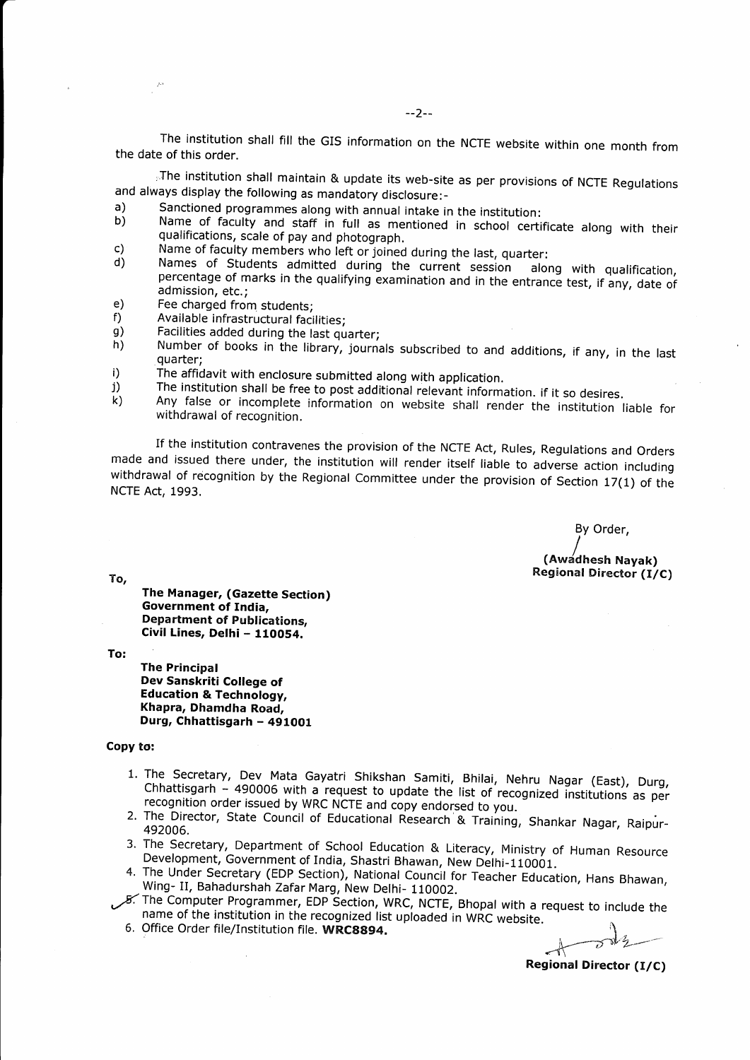The institution shall fill the GIS information on the NCTE website within one month from the date of this order.

The institution shall maintain & update its web-site as per provisions of NCTE Regulations and always display the following as mandatory disclosure:-

a) Sanctioned programmes along with annual intake in the institution:
b) Name of faculty and staff in full as mentioned in school certificate along with their qualifications, scale of pay and photograph.
c) Name of faculty members who left or joined during the last, quarter:
d) Names of Students admitted during the current session along with qualification, percentage of marks in the qualifying examination and in the entrance test, if any, date of admission, etc.;
e) Fee charged from students;
f) Available infrastructural facilities;
g) Facilities added during the last quarter;
h) Number of books in the library, journals subscribed to and additions, if any, in the last quarter;
i) The affidavit with enclosure submitted along with application.
j) The institution shall be free to post additional relevant information. if it so desires.
k) Any false or incomplete information on website shall render the institution liable for withdrawal of recognition.

If the institution contravenes the provision of the NCTE Act, Rules, Regulations and Orders made and issued there under, the institution will render itself liable to adverse action including withdrawal of recognition by the Regional Committee under the provision of Section 17(1) of the NCTE Act, 1993.

By Order,

**(Awadhesh Nayak)**
**Regional Director (I/C)**

To,

**The Manager, (Gazette Section)**
**Government of India,**
**Department of Publications,**
**Civil Lines, Delhi – 110054.**

To:

**The Principal**
**Dev Sanskriti College of**
**Education & Technology,**
**Khapra, Dhamdha Road,**
**Durg, Chhattisgarh – 491001**

**Copy to:**

1. The Secretary, Dev Mata Gayatri Shikshan Samiti, Bhilai, Nehru Nagar (East), Durg, Chhattisgarh – 490006 with a request to update the list of recognized institutions as per recognition order issued by WRC NCTE and copy endorsed to you.
2. The Director, State Council of Educational Research & Training, Shankar Nagar, Raipur-492006.
3. The Secretary, Department of School Education & Literacy, Ministry of Human Resource Development, Government of India, Shastri Bhawan, New Delhi-110001.
4. The Under Secretary (EDP Section), National Council for Teacher Education, Hans Bhawan, Wing- II, Bahadurshah Zafar Marg, New Delhi- 110002.
5. The Computer Programmer, EDP Section, WRC, NCTE, Bhopal with a request to include the name of the institution in the recognized list uploaded in WRC website.
6. Office Order file/Institution file. **WRC8894.**

**Regional Director (I/C)**